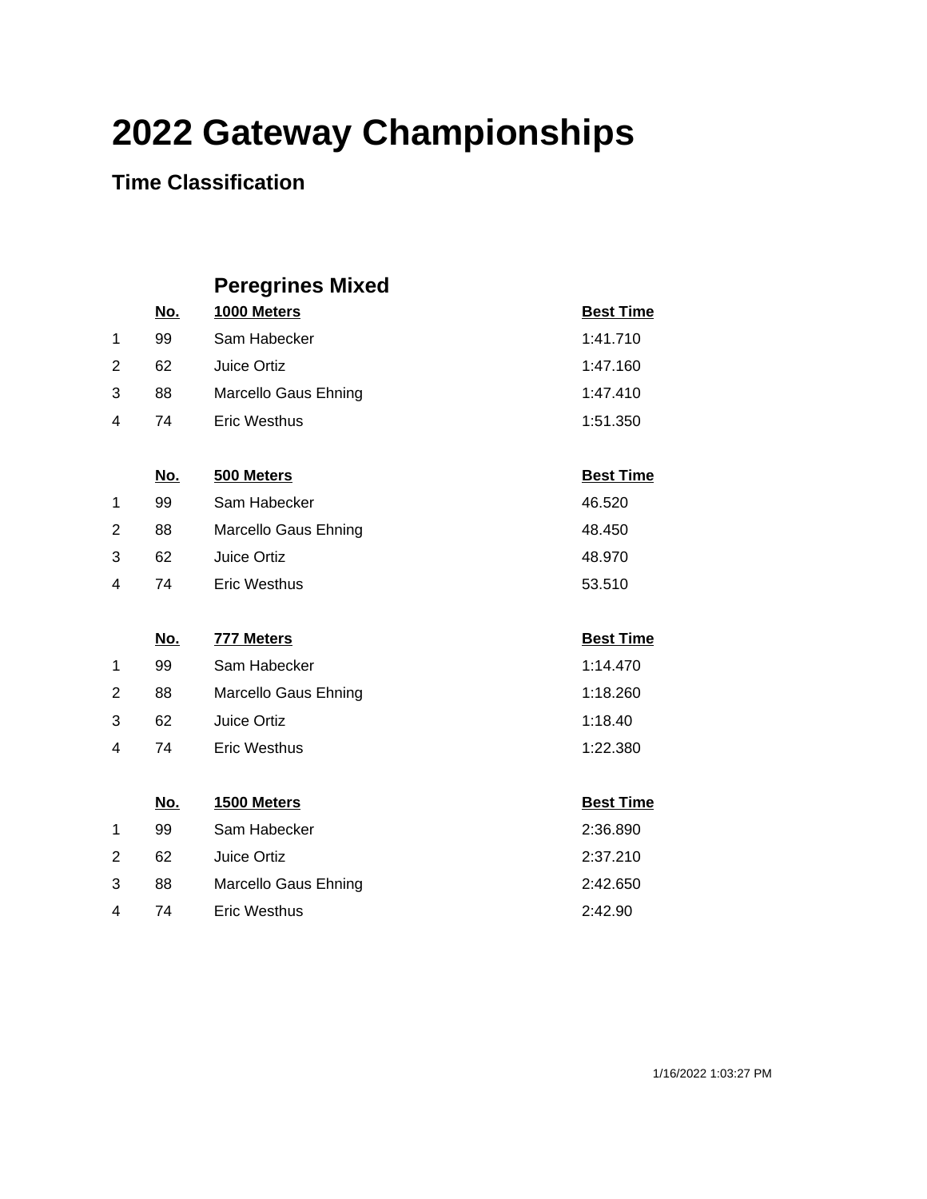# 2022 Gateway Championships

## Time Classification

### Peregrines Mixed

| | No. | 1000 Meters | Best Time |
|---|---|---|---|
| 1 | 99 | Sam Habecker | 1:41.710 |
| 2 | 62 | Juice Ortiz | 1:47.160 |
| 3 | 88 | Marcello Gaus Ehning | 1:47.410 |
| 4 | 74 | Eric Westhus | 1:51.350 |

| | No. | 500 Meters | Best Time |
|---|---|---|---|
| 1 | 99 | Sam Habecker | 46.520 |
| 2 | 88 | Marcello Gaus Ehning | 48.450 |
| 3 | 62 | Juice Ortiz | 48.970 |
| 4 | 74 | Eric Westhus | 53.510 |

| | No. | 777 Meters | Best Time |
|---|---|---|---|
| 1 | 99 | Sam Habecker | 1:14.470 |
| 2 | 88 | Marcello Gaus Ehning | 1:18.260 |
| 3 | 62 | Juice Ortiz | 1:18.40 |
| 4 | 74 | Eric Westhus | 1:22.380 |

| | No. | 1500 Meters | Best Time |
|---|---|---|---|
| 1 | 99 | Sam Habecker | 2:36.890 |
| 2 | 62 | Juice Ortiz | 2:37.210 |
| 3 | 88 | Marcello Gaus Ehning | 2:42.650 |
| 4 | 74 | Eric Westhus | 2:42.90 |

1/16/2022 1:03:27 PM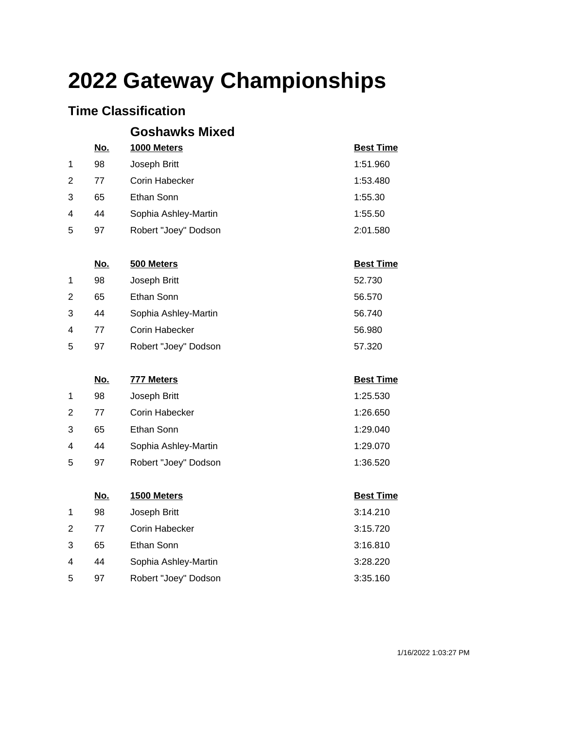# 2022 Gateway Championships

## Time Classification

### Goshawks Mixed

| | No. | 1000 Meters | Best Time |
|---|---|---|---|
| 1 | 98 | Joseph Britt | 1:51.960 |
| 2 | 77 | Corin Habecker | 1:53.480 |
| 3 | 65 | Ethan Sonn | 1:55.30 |
| 4 | 44 | Sophia Ashley-Martin | 1:55.50 |
| 5 | 97 | Robert "Joey" Dodson | 2:01.580 |

| | No. | 500 Meters | Best Time |
|---|---|---|---|
| 1 | 98 | Joseph Britt | 52.730 |
| 2 | 65 | Ethan Sonn | 56.570 |
| 3 | 44 | Sophia Ashley-Martin | 56.740 |
| 4 | 77 | Corin Habecker | 56.980 |
| 5 | 97 | Robert "Joey" Dodson | 57.320 |

| | No. | 777 Meters | Best Time |
|---|---|---|---|
| 1 | 98 | Joseph Britt | 1:25.530 |
| 2 | 77 | Corin Habecker | 1:26.650 |
| 3 | 65 | Ethan Sonn | 1:29.040 |
| 4 | 44 | Sophia Ashley-Martin | 1:29.070 |
| 5 | 97 | Robert "Joey" Dodson | 1:36.520 |

| | No. | 1500 Meters | Best Time |
|---|---|---|---|
| 1 | 98 | Joseph Britt | 3:14.210 |
| 2 | 77 | Corin Habecker | 3:15.720 |
| 3 | 65 | Ethan Sonn | 3:16.810 |
| 4 | 44 | Sophia Ashley-Martin | 3:28.220 |
| 5 | 97 | Robert "Joey" Dodson | 3:35.160 |

1/16/2022 1:03:27 PM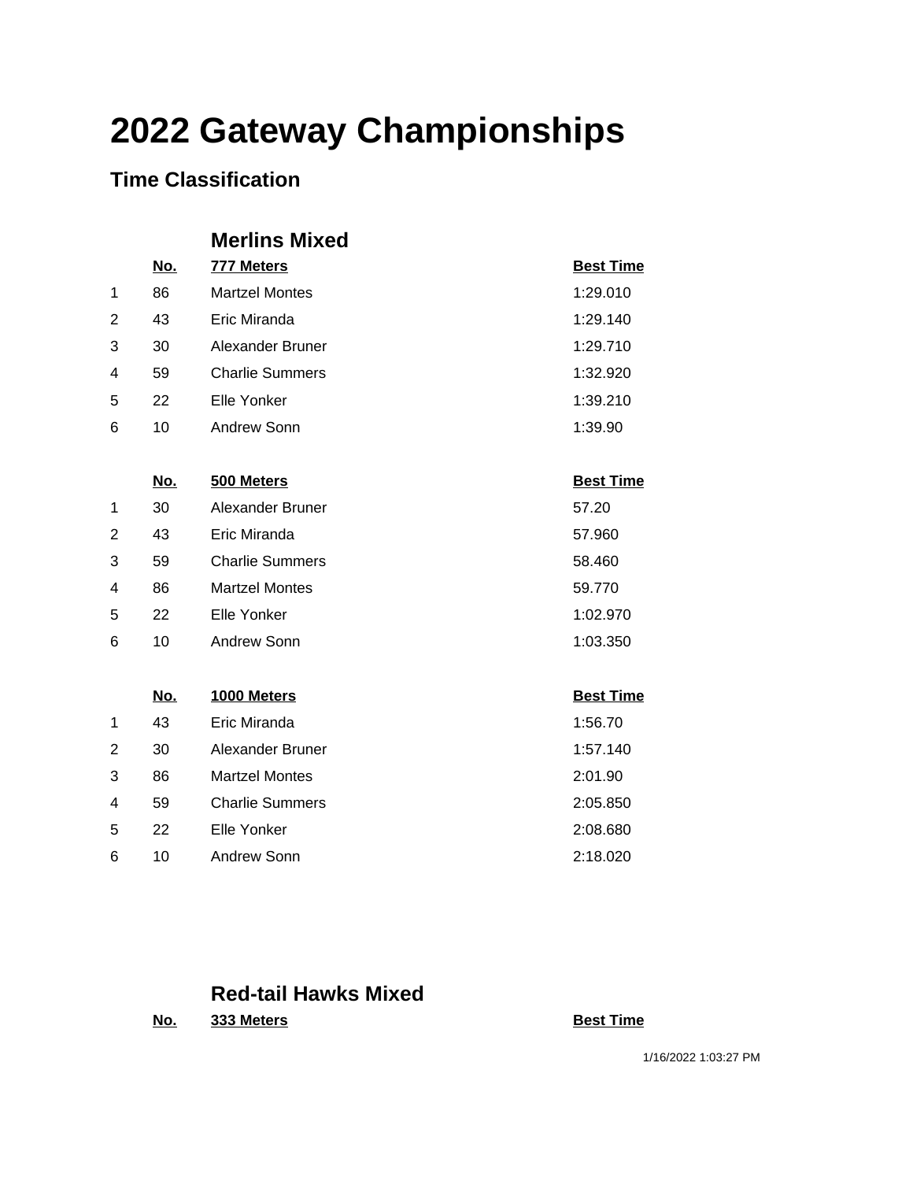# 2022 Gateway Championships

## Time Classification

### Merlins Mixed

| | No. | 777 Meters | Best Time |
|---|---|---|---|
| 1 | 86 | Martzel Montes | 1:29.010 |
| 2 | 43 | Eric Miranda | 1:29.140 |
| 3 | 30 | Alexander Bruner | 1:29.710 |
| 4 | 59 | Charlie Summers | 1:32.920 |
| 5 | 22 | Elle Yonker | 1:39.210 |
| 6 | 10 | Andrew Sonn | 1:39.90 |

| | No. | 500 Meters | Best Time |
|---|---|---|---|
| 1 | 30 | Alexander Bruner | 57.20 |
| 2 | 43 | Eric Miranda | 57.960 |
| 3 | 59 | Charlie Summers | 58.460 |
| 4 | 86 | Martzel Montes | 59.770 |
| 5 | 22 | Elle Yonker | 1:02.970 |
| 6 | 10 | Andrew Sonn | 1:03.350 |

| | No. | 1000 Meters | Best Time |
|---|---|---|---|
| 1 | 43 | Eric Miranda | 1:56.70 |
| 2 | 30 | Alexander Bruner | 1:57.140 |
| 3 | 86 | Martzel Montes | 2:01.90 |
| 4 | 59 | Charlie Summers | 2:05.850 |
| 5 | 22 | Elle Yonker | 2:08.680 |
| 6 | 10 | Andrew Sonn | 2:18.020 |

### Red-tail Hawks Mixed

| | No. | 333 Meters | Best Time |
|---|---|---|---|

1/16/2022 1:03:27 PM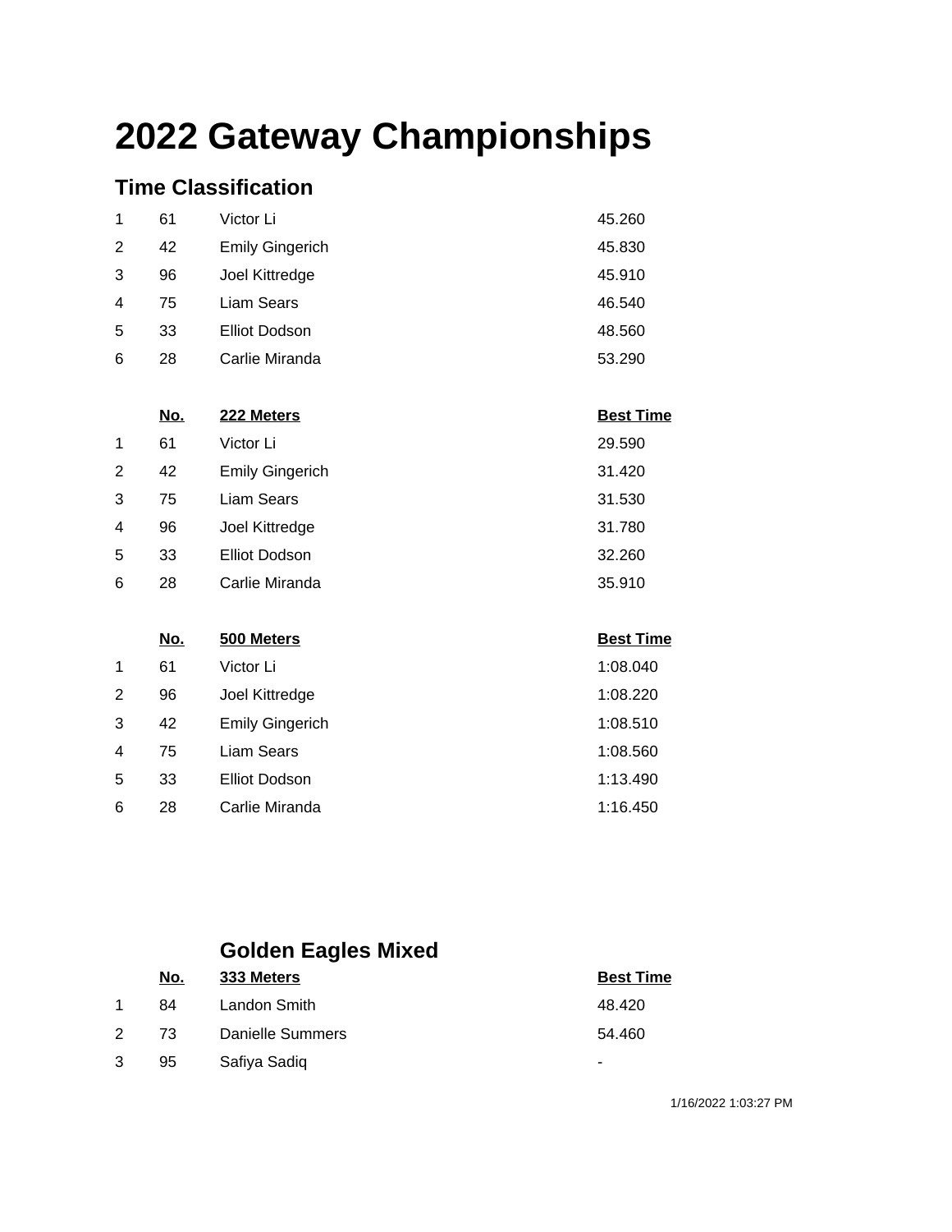# 2022 Gateway Championships

## Time Classification

| | | | |
|---|---|---|---|
| 1 | 61 | Victor Li | 45.260 |
| 2 | 42 | Emily Gingerich | 45.830 |
| 3 | 96 | Joel Kittredge | 45.910 |
| 4 | 75 | Liam Sears | 46.540 |
| 5 | 33 | Elliot Dodson | 48.560 |
| 6 | 28 | Carlie Miranda | 53.290 |

| | No. | 222 Meters | Best Time |
|---|---|---|---|
| 1 | 61 | Victor Li | 29.590 |
| 2 | 42 | Emily Gingerich | 31.420 |
| 3 | 75 | Liam Sears | 31.530 |
| 4 | 96 | Joel Kittredge | 31.780 |
| 5 | 33 | Elliot Dodson | 32.260 |
| 6 | 28 | Carlie Miranda | 35.910 |

| | No. | 500 Meters | Best Time |
|---|---|---|---|
| 1 | 61 | Victor Li | 1:08.040 |
| 2 | 96 | Joel Kittredge | 1:08.220 |
| 3 | 42 | Emily Gingerich | 1:08.510 |
| 4 | 75 | Liam Sears | 1:08.560 |
| 5 | 33 | Elliot Dodson | 1:13.490 |
| 6 | 28 | Carlie Miranda | 1:16.450 |

## Golden Eagles Mixed

| | No. | 333 Meters | Best Time |
|---|---|---|---|
| 1 | 84 | Landon Smith | 48.420 |
| 2 | 73 | Danielle Summers | 54.460 |
| 3 | 95 | Safiya Sadiq | - |

1/16/2022 1:03:27 PM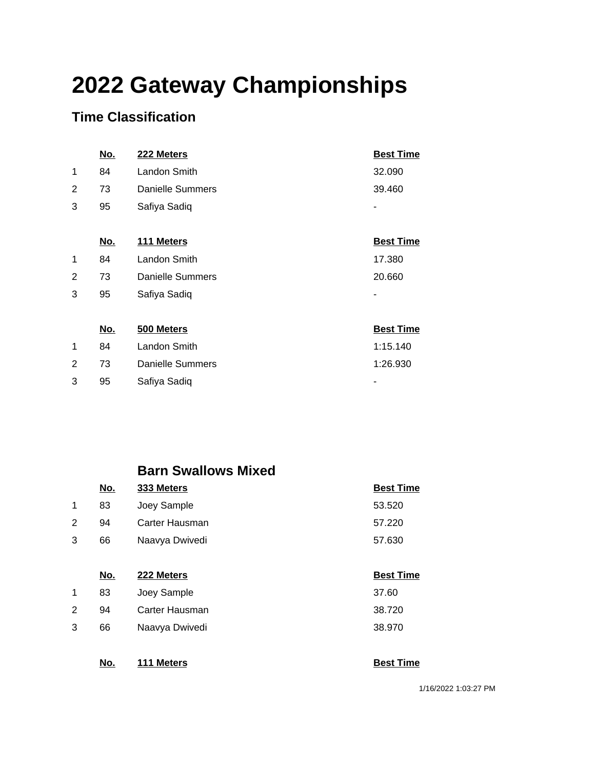# 2022 Gateway Championships

## Time Classification

| | No. | 222 Meters | Best Time |
|---|---|---|---|
| 1 | 84 | Landon Smith | 32.090 |
| 2 | 73 | Danielle Summers | 39.460 |
| 3 | 95 | Safiya Sadiq | - |

| | No. | 111 Meters | Best Time |
|---|---|---|---|
| 1 | 84 | Landon Smith | 17.380 |
| 2 | 73 | Danielle Summers | 20.660 |
| 3 | 95 | Safiya Sadiq | - |

| | No. | 500 Meters | Best Time |
|---|---|---|---|
| 1 | 84 | Landon Smith | 1:15.140 |
| 2 | 73 | Danielle Summers | 1:26.930 |
| 3 | 95 | Safiya Sadiq | - |

### Barn Swallows Mixed

| | No. | 333 Meters | Best Time |
|---|---|---|---|
| 1 | 83 | Joey Sample | 53.520 |
| 2 | 94 | Carter Hausman | 57.220 |
| 3 | 66 | Naavya Dwivedi | 57.630 |

| | No. | 222 Meters | Best Time |
|---|---|---|---|
| 1 | 83 | Joey Sample | 37.60 |
| 2 | 94 | Carter Hausman | 38.720 |
| 3 | 66 | Naavya Dwivedi | 38.970 |

| | No. | 111 Meters | Best Time |
|---|---|---|---|

1/16/2022 1:03:27 PM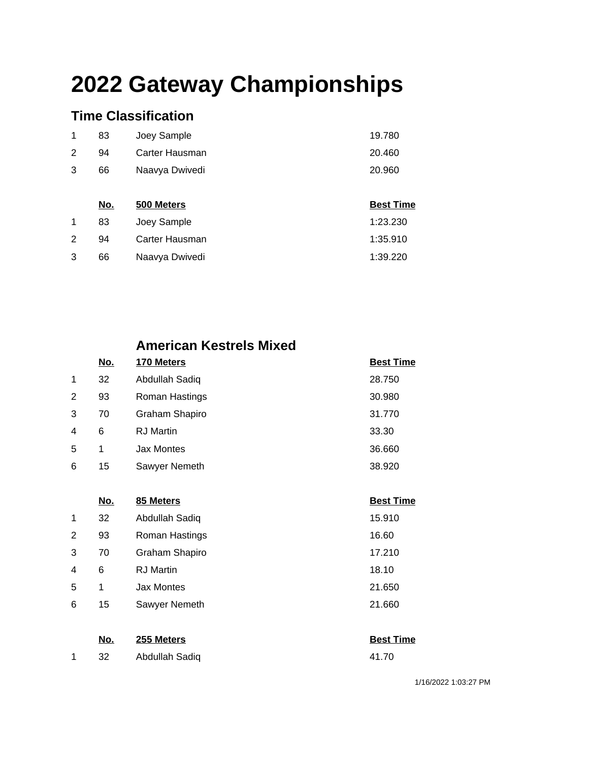# 2022 Gateway Championships

## Time Classification

| | | | |
|---|---|---|---|
| 1 | 83 | Joey Sample | 19.780 |
| 2 | 94 | Carter Hausman | 20.460 |
| 3 | 66 | Naavya Dwivedi | 20.960 |

| | No. | 500 Meters | Best Time |
|---|---|---|---|
| 1 | 83 | Joey Sample | 1:23.230 |
| 2 | 94 | Carter Hausman | 1:35.910 |
| 3 | 66 | Naavya Dwivedi | 1:39.220 |

## American Kestrels Mixed

| | No. | 170 Meters | Best Time |
|---|---|---|---|
| 1 | 32 | Abdullah Sadiq | 28.750 |
| 2 | 93 | Roman Hastings | 30.980 |
| 3 | 70 | Graham Shapiro | 31.770 |
| 4 | 6 | RJ Martin | 33.30 |
| 5 | 1 | Jax Montes | 36.660 |
| 6 | 15 | Sawyer Nemeth | 38.920 |

| | No. | 85 Meters | Best Time |
|---|---|---|---|
| 1 | 32 | Abdullah Sadiq | 15.910 |
| 2 | 93 | Roman Hastings | 16.60 |
| 3 | 70 | Graham Shapiro | 17.210 |
| 4 | 6 | RJ Martin | 18.10 |
| 5 | 1 | Jax Montes | 21.650 |
| 6 | 15 | Sawyer Nemeth | 21.660 |

| | No. | 255 Meters | Best Time |
|---|---|---|---|
| 1 | 32 | Abdullah Sadiq | 41.70 |

1/16/2022 1:03:27 PM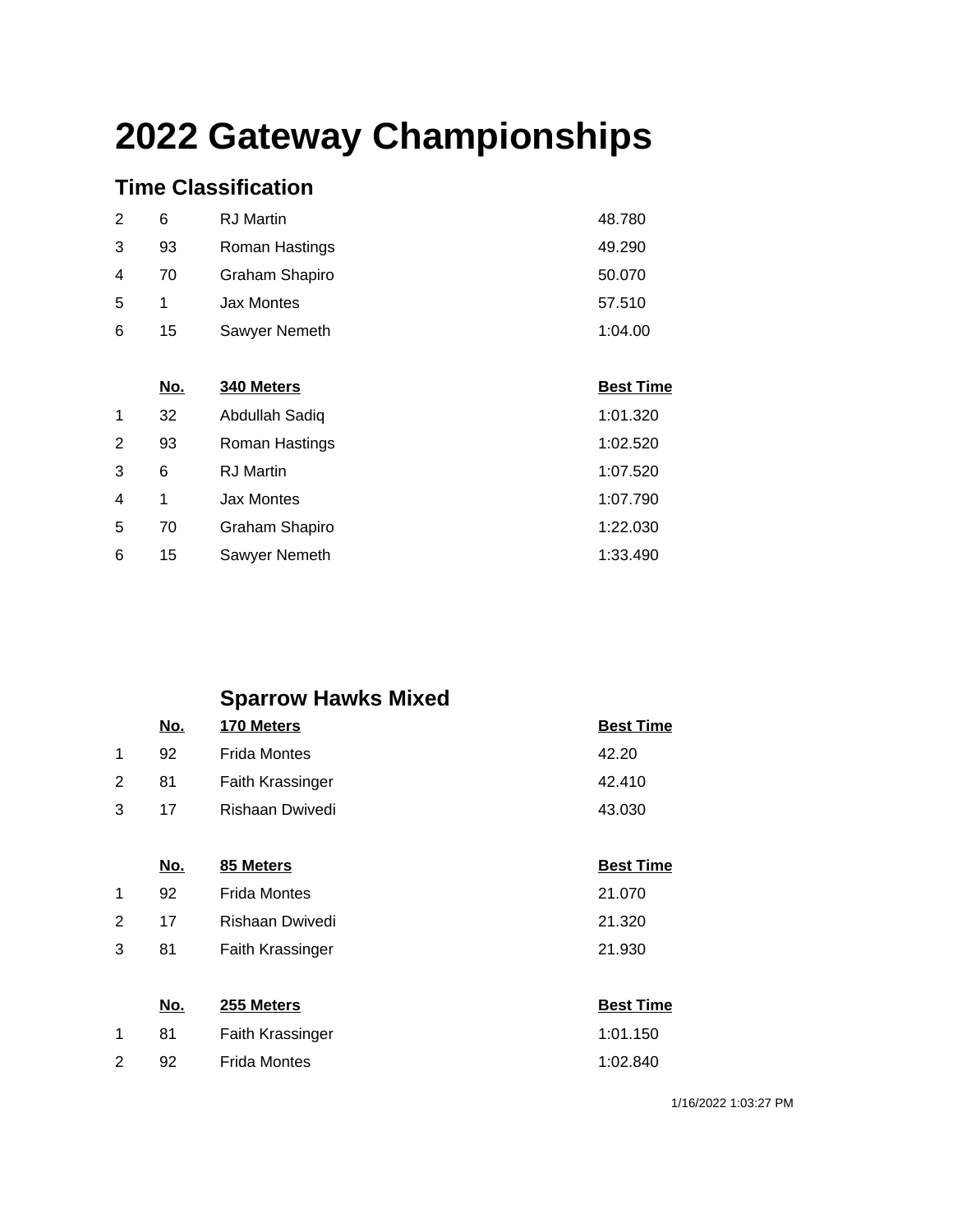# 2022 Gateway Championships

## Time Classification

| | | | |
|---|---|---|---|
| 2 | 6 | RJ Martin | 48.780 |
| 3 | 93 | Roman Hastings | 49.290 |
| 4 | 70 | Graham Shapiro | 50.070 |
| 5 | 1 | Jax Montes | 57.510 |
| 6 | 15 | Sawyer Nemeth | 1:04.00 |

| | No. | 340 Meters | Best Time |
|---|---|---|---|
| 1 | 32 | Abdullah Sadiq | 1:01.320 |
| 2 | 93 | Roman Hastings | 1:02.520 |
| 3 | 6 | RJ Martin | 1:07.520 |
| 4 | 1 | Jax Montes | 1:07.790 |
| 5 | 70 | Graham Shapiro | 1:22.030 |
| 6 | 15 | Sawyer Nemeth | 1:33.490 |

## Sparrow Hawks Mixed

| | No. | 170 Meters | Best Time |
|---|---|---|---|
| 1 | 92 | Frida Montes | 42.20 |
| 2 | 81 | Faith Krassinger | 42.410 |
| 3 | 17 | Rishaan Dwivedi | 43.030 |

| | No. | 85 Meters | Best Time |
|---|---|---|---|
| 1 | 92 | Frida Montes | 21.070 |
| 2 | 17 | Rishaan Dwivedi | 21.320 |
| 3 | 81 | Faith Krassinger | 21.930 |

| | No. | 255 Meters | Best Time |
|---|---|---|---|
| 1 | 81 | Faith Krassinger | 1:01.150 |
| 2 | 92 | Frida Montes | 1:02.840 |

1/16/2022 1:03:27 PM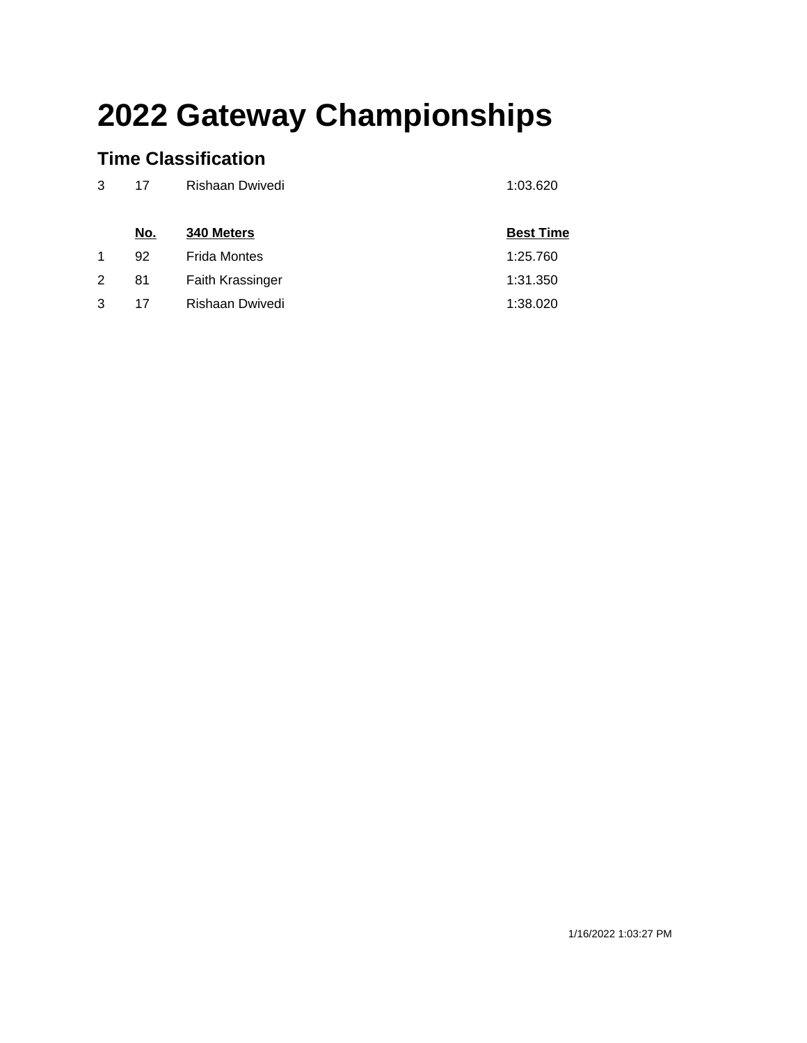# 2022 Gateway Championships

## Time Classification

| | | | |
|---|---|---|---|
| 3 | 17 | Rishaan Dwivedi | 1:03.620 |

| | No. | 340 Meters | Best Time |
|---|---|---|---|
| 1 | 92 | Frida Montes | 1:25.760 |
| 2 | 81 | Faith Krassinger | 1:31.350 |
| 3 | 17 | Rishaan Dwivedi | 1:38.020 |

1/16/2022 1:03:27 PM